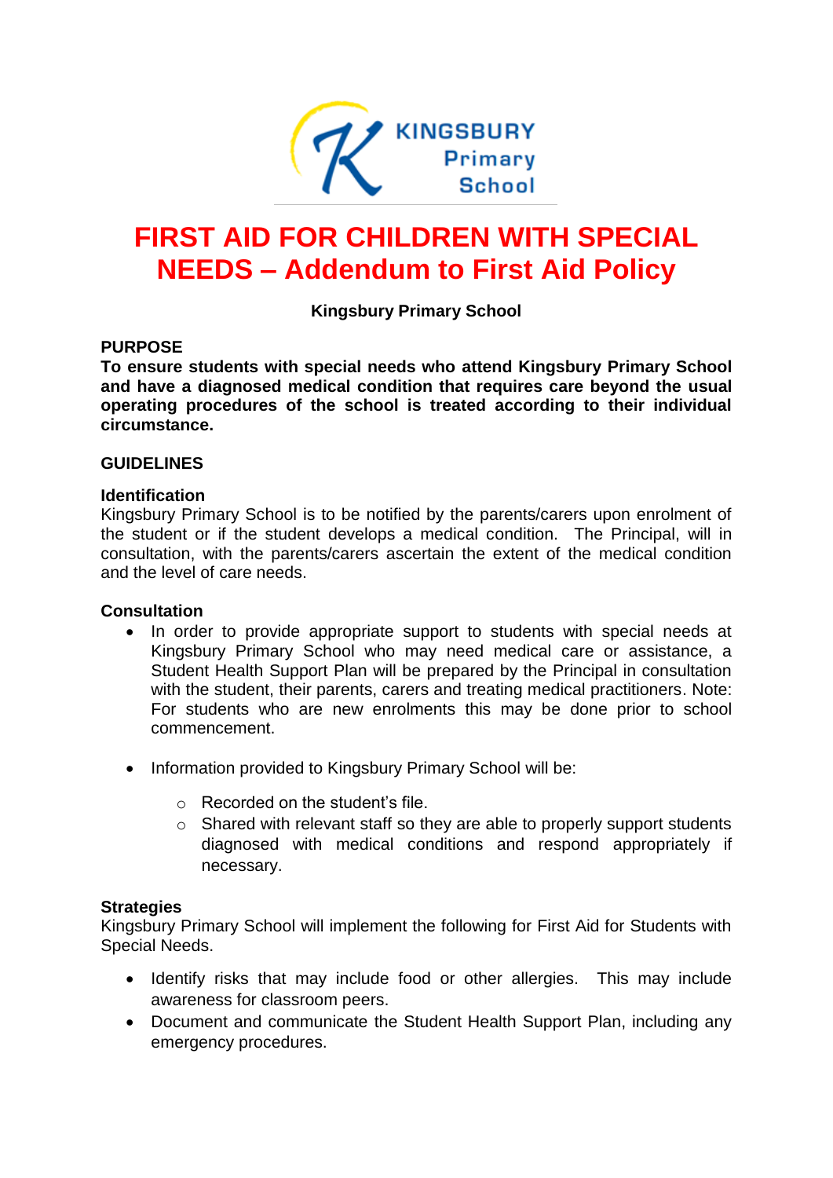KINGSBURY Primary School

# FIRST AID FOR CHILDREN WITH SPECIAL NEEDS – Addendum to First Aid Policy

**Kingsbury Primary School**

## PURPOSE

**To ensure students with special needs who attend Kingsbury Primary School and have a diagnosed medical condition that requires care beyond the usual operating procedures of the school is treated according to their individual circumstance.**

## GUIDELINES

### Identification

Kingsbury Primary School is to be notified by the parents/carers upon enrolment of the student or if the student develops a medical condition. The Principal, will in consultation, with the parents/carers ascertain the extent of the medical condition and the level of care needs.

### Consultation

- In order to provide appropriate support to students with special needs at Kingsbury Primary School who may need medical care or assistance, a Student Health Support Plan will be prepared by the Principal in consultation with the student, their parents, carers and treating medical practitioners. Note: For students who are new enrolments this may be done prior to school commencement.
- Information provided to Kingsbury Primary School will be:
  - Recorded on the student's file.
  - Shared with relevant staff so they are able to properly support students diagnosed with medical conditions and respond appropriately if necessary.

### Strategies

Kingsbury Primary School will implement the following for First Aid for Students with Special Needs.

- Identify risks that may include food or other allergies. This may include awareness for classroom peers.
- Document and communicate the Student Health Support Plan, including any emergency procedures.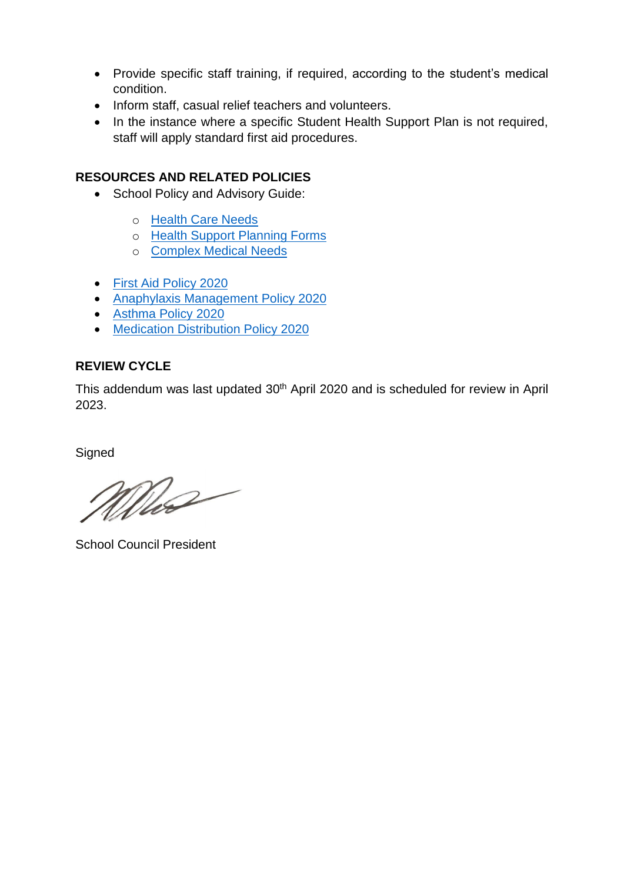- Provide specific staff training, if required, according to the student's medical condition.
- Inform staff, casual relief teachers and volunteers.
- In the instance where a specific Student Health Support Plan is not required, staff will apply standard first aid procedures.

## RESOURCES AND RELATED POLICIES

- School Policy and Advisory Guide:
    - Health Care Needs
    - Health Support Planning Forms
    - Complex Medical Needs
- First Aid Policy 2020
- Anaphylaxis Management Policy 2020
- Asthma Policy 2020
- Medication Distribution Policy 2020

## REVIEW CYCLE

This addendum was last updated 30th April 2020 and is scheduled for review in April 2023.

Signed

School Council President